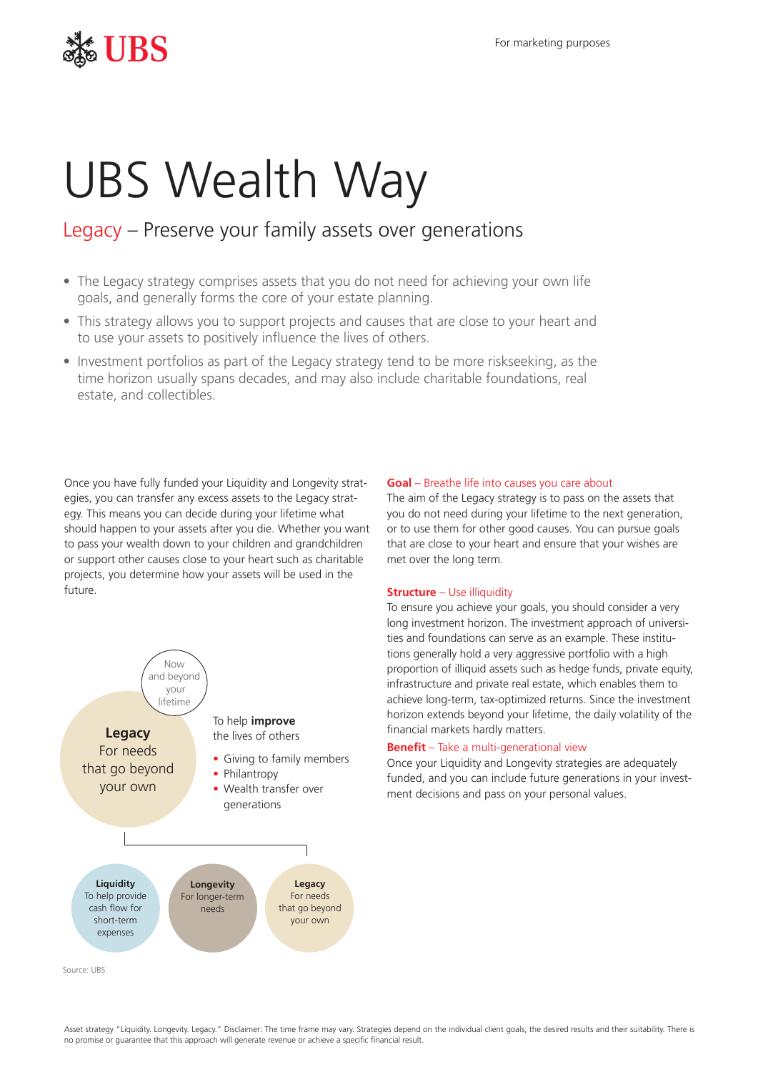For marketing purposes

# UBS Wealth Way

## Legacy – Preserve your family assets over generations

- The Legacy strategy comprises assets that you do not need for achieving your own life goals, and generally forms the core of your estate planning.
- This strategy allows you to support projects and causes that are close to your heart and to use your assets to positively influence the lives of others.
- Investment portfolios as part of the Legacy strategy tend to be more riskseeking, as the time horizon usually spans decades, and may also include charitable foundations, real estate, and collectibles.

Once you have fully funded your Liquidity and Longevity strategies, you can transfer any excess assets to the Legacy strategy. This means you can decide during your lifetime what should happen to your assets after you die. Whether you want to pass your wealth down to your children and grandchildren or support other causes close to your heart such as charitable projects, you determine how your assets will be used in the future.

Now and beyond your lifetime

**Legacy**
For needs that go beyond your own

To help **improve** the lives of others

- Giving to family members
- Philantropy
- Wealth transfer over generations

**Liquidity**
To help provide cash flow for short-term expenses

**Longevity**
For longer-term needs

**Legacy**
For needs that go beyond your own

Source: UBS

**Goal** – Breathe life into causes you care about

The aim of the Legacy strategy is to pass on the assets that you do not need during your lifetime to the next generation, or to use them for other good causes. You can pursue goals that are close to your heart and ensure that your wishes are met over the long term.

**Structure** – Use illiquidity

To ensure you achieve your goals, you should consider a very long investment horizon. The investment approach of universities and foundations can serve as an example. These institutions generally hold a very aggressive portfolio with a high proportion of illiquid assets such as hedge funds, private equity, infrastructure and private real estate, which enables them to achieve long-term, tax-optimized returns. Since the investment horizon extends beyond your lifetime, the daily volatility of the financial markets hardly matters.

**Benefit** – Take a multi-generational view

Once your Liquidity and Longevity strategies are adequately funded, and you can include future generations in your investment decisions and pass on your personal values.

Asset strategy "Liquidity. Longevity. Legacy." Disclaimer: The time frame may vary. Strategies depend on the individual client goals, the desired results and their suitability. There is no promise or guarantee that this approach will generate revenue or achieve a specific financial result.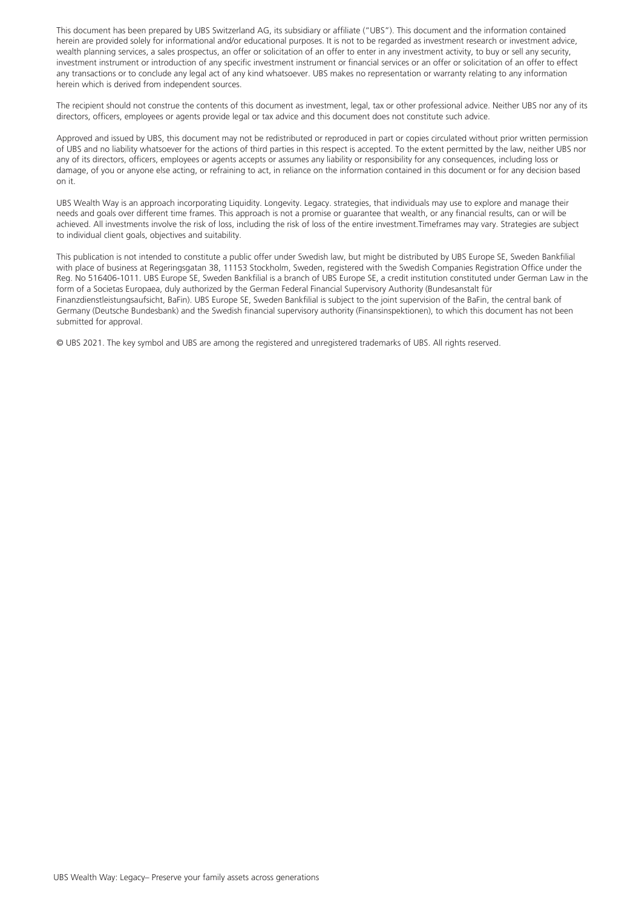This document has been prepared by UBS Switzerland AG, its subsidiary or affiliate ("UBS"). This document and the information contained herein are provided solely for informational and/or educational purposes. It is not to be regarded as investment research or investment advice, wealth planning services, a sales prospectus, an offer or solicitation of an offer to enter in any investment activity, to buy or sell any security, investment instrument or introduction of any specific investment instrument or financial services or an offer or solicitation of an offer to effect any transactions or to conclude any legal act of any kind whatsoever. UBS makes no representation or warranty relating to any information herein which is derived from independent sources.

The recipient should not construe the contents of this document as investment, legal, tax or other professional advice. Neither UBS nor any of its directors, officers, employees or agents provide legal or tax advice and this document does not constitute such advice.

Approved and issued by UBS, this document may not be redistributed or reproduced in part or copies circulated without prior written permission of UBS and no liability whatsoever for the actions of third parties in this respect is accepted. To the extent permitted by the law, neither UBS nor any of its directors, officers, employees or agents accepts or assumes any liability or responsibility for any consequences, including loss or damage, of you or anyone else acting, or refraining to act, in reliance on the information contained in this document or for any decision based on it.

UBS Wealth Way is an approach incorporating Liquidity. Longevity. Legacy. strategies, that individuals may use to explore and manage their needs and goals over different time frames. This approach is not a promise or guarantee that wealth, or any financial results, can or will be achieved. All investments involve the risk of loss, including the risk of loss of the entire investment.Timeframes may vary. Strategies are subject to individual client goals, objectives and suitability.

This publication is not intended to constitute a public offer under Swedish law, but might be distributed by UBS Europe SE, Sweden Bankfilial with place of business at Regeringsgatan 38, 11153 Stockholm, Sweden, registered with the Swedish Companies Registration Office under the Reg. No 516406-1011. UBS Europe SE, Sweden Bankfilial is a branch of UBS Europe SE, a credit institution constituted under German Law in the form of a Societas Europaea, duly authorized by the German Federal Financial Supervisory Authority (Bundesanstalt für Finanzdienstleistungsaufsicht, BaFin). UBS Europe SE, Sweden Bankfilial is subject to the joint supervision of the BaFin, the central bank of Germany (Deutsche Bundesbank) and the Swedish financial supervisory authority (Finansinspektionen), to which this document has not been submitted for approval.

© UBS 2021. The key symbol and UBS are among the registered and unregistered trademarks of UBS. All rights reserved.